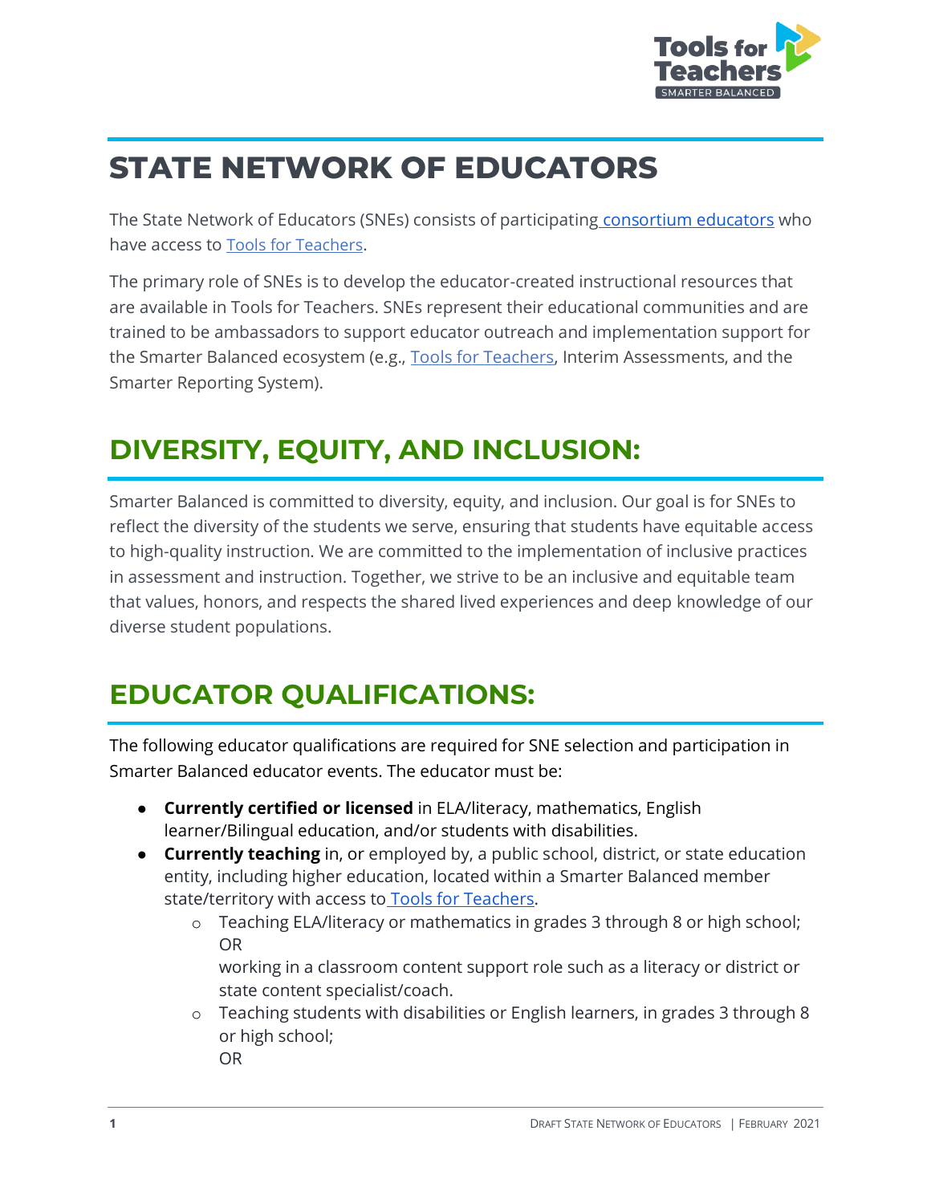# STATE NETWORK OF EDUCATORS

The State Network of Educators (SNEs) consists of participating consortium educators who have access to Tools for Teachers.

The primary role of SNEs is to develop the educator-created instructional resources that are available in Tools for Teachers. SNEs represent their educational communities and are trained to be ambassadors to support educator outreach and implementation support for the Smarter Balanced ecosystem (e.g., Tools for Teachers, Interim Assessments, and the Smarter Reporting System).

## DIVERSITY, EQUITY, AND INCLUSION:

Smarter Balanced is committed to diversity, equity, and inclusion. Our goal is for SNEs to reflect the diversity of the students we serve, ensuring that students have equitable access to high-quality instruction. We are committed to the implementation of inclusive practices in assessment and instruction. Together, we strive to be an inclusive and equitable team that values, honors, and respects the shared lived experiences and deep knowledge of our diverse student populations.

## EDUCATOR QUALIFICATIONS:

The following educator qualifications are required for SNE selection and participation in Smarter Balanced educator events. The educator must be:

- **Currently certified or licensed** in ELA/literacy, mathematics, English learner/Bilingual education, and/or students with disabilities.
- **Currently teaching** in, or employed by, a public school, district, or state education entity, including higher education, located within a Smarter Balanced member state/territory with access to Tools for Teachers.
  - Teaching ELA/literacy or mathematics in grades 3 through 8 or high school; OR
    working in a classroom content support role such as a literacy or district or state content specialist/coach.
  - Teaching students with disabilities or English learners, in grades 3 through 8 or high school;
    OR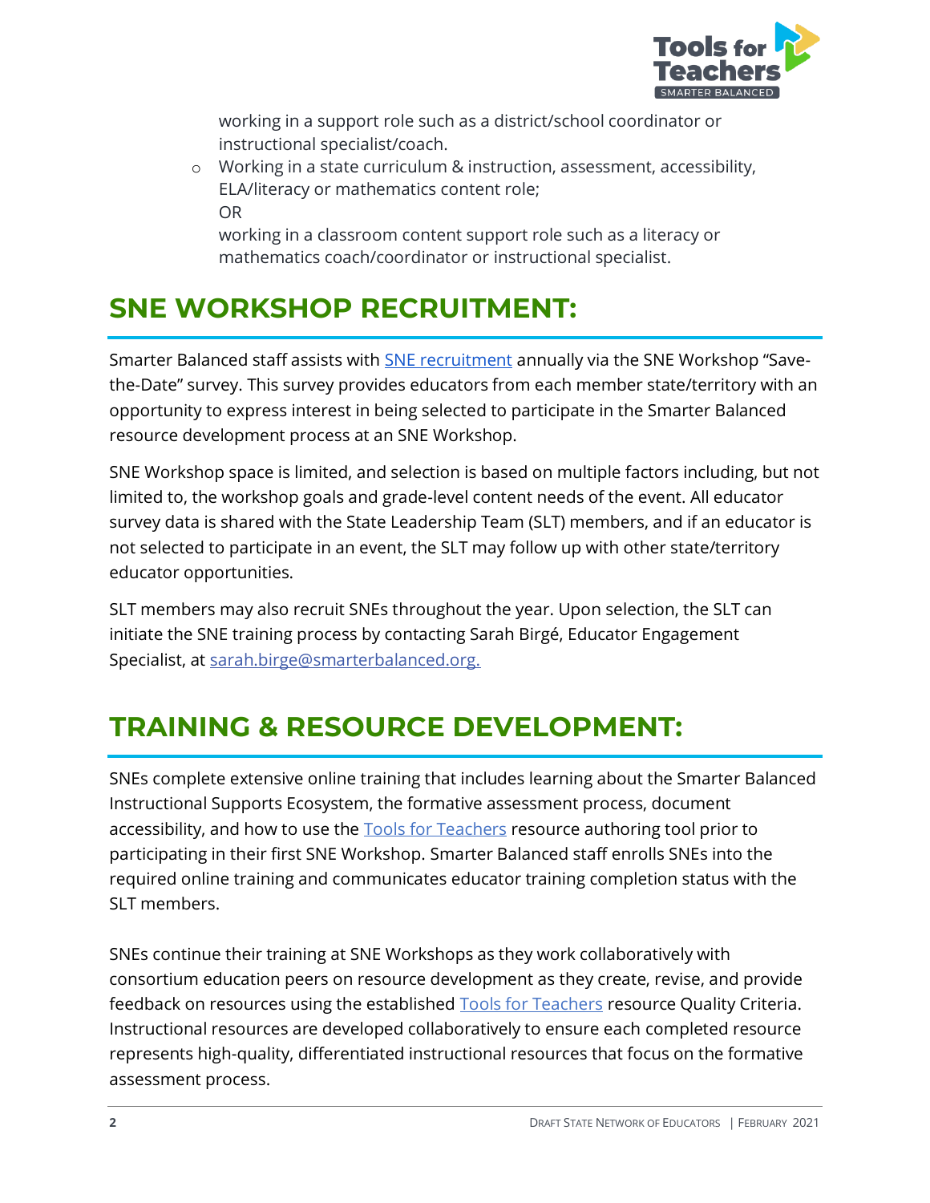working in a support role such as a district/school coordinator or instructional specialist/coach.

- Working in a state curriculum & instruction, assessment, accessibility, ELA/literacy or mathematics content role;
  OR
  working in a classroom content support role such as a literacy or mathematics coach/coordinator or instructional specialist.

## SNE WORKSHOP RECRUITMENT:

Smarter Balanced staff assists with SNE recruitment annually via the SNE Workshop "Save-the-Date" survey. This survey provides educators from each member state/territory with an opportunity to express interest in being selected to participate in the Smarter Balanced resource development process at an SNE Workshop.

SNE Workshop space is limited, and selection is based on multiple factors including, but not limited to, the workshop goals and grade-level content needs of the event. All educator survey data is shared with the State Leadership Team (SLT) members, and if an educator is not selected to participate in an event, the SLT may follow up with other state/territory educator opportunities.

SLT members may also recruit SNEs throughout the year. Upon selection, the SLT can initiate the SNE training process by contacting Sarah Birgé, Educator Engagement Specialist, at sarah.birge@smarterbalanced.org.

## TRAINING & RESOURCE DEVELOPMENT:

SNEs complete extensive online training that includes learning about the Smarter Balanced Instructional Supports Ecosystem, the formative assessment process, document accessibility, and how to use the Tools for Teachers resource authoring tool prior to participating in their first SNE Workshop. Smarter Balanced staff enrolls SNEs into the required online training and communicates educator training completion status with the SLT members.

SNEs continue their training at SNE Workshops as they work collaboratively with consortium education peers on resource development as they create, revise, and provide feedback on resources using the established Tools for Teachers resource Quality Criteria. Instructional resources are developed collaboratively to ensure each completed resource represents high-quality, differentiated instructional resources that focus on the formative assessment process.